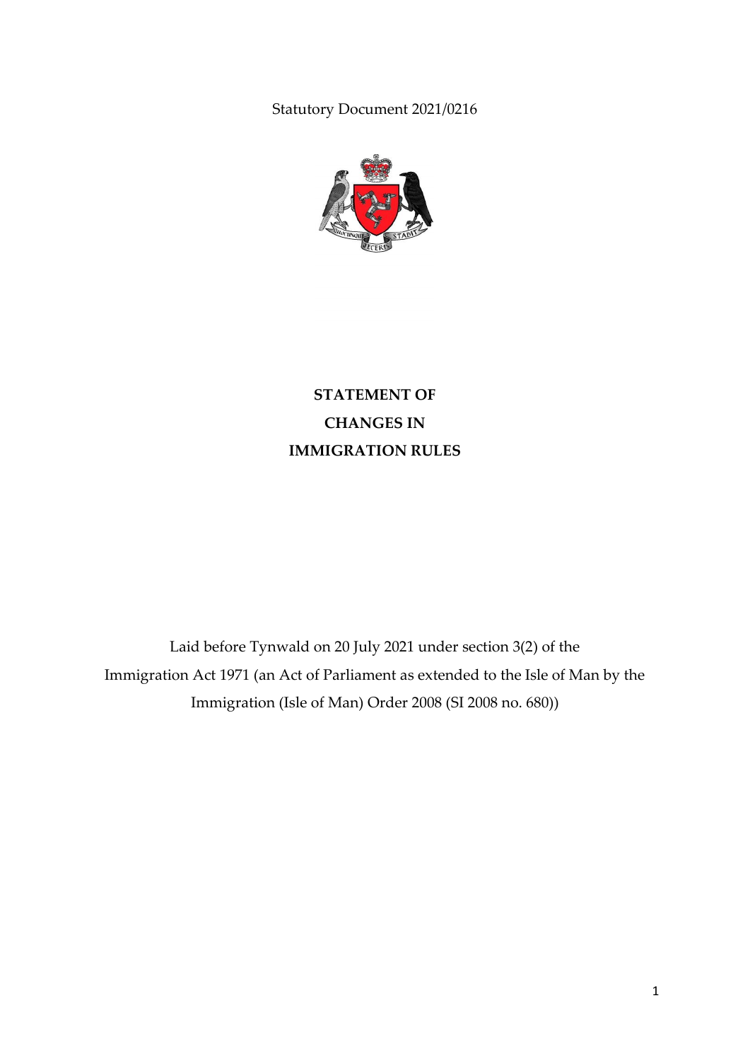Statutory Document 2021/0216

# STATEMENT OF CHANGES IN IMMIGRATION RULES

Laid before Tynwald on 20 July 2021 under section 3(2) of the Immigration Act 1971 (an Act of Parliament as extended to the Isle of Man by the Immigration (Isle of Man) Order 2008 (SI 2008 no. 680))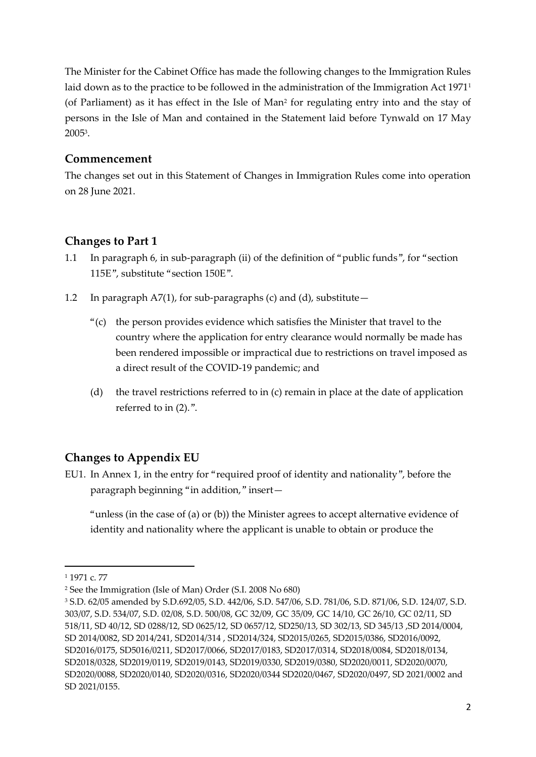The Minister for the Cabinet Office has made the following changes to the Immigration Rules laid down as to the practice to be followed in the administration of the Immigration Act 1971[1] (of Parliament) as it has effect in the Isle of Man[2] for regulating entry into and the stay of persons in the Isle of Man and contained in the Statement laid before Tynwald on 17 May 2005[3].

## Commencement

The changes set out in this Statement of Changes in Immigration Rules come into operation on 28 June 2021.

## Changes to Part 1

1.1 In paragraph 6, in sub-paragraph (ii) of the definition of "public funds", for "section 115E", substitute "section 150E".

1.2 In paragraph A7(1), for sub-paragraphs (c) and (d), substitute—

"(c) the person provides evidence which satisfies the Minister that travel to the country where the application for entry clearance would normally be made has been rendered impossible or impractical due to restrictions on travel imposed as a direct result of the COVID-19 pandemic; and

(d) the travel restrictions referred to in (c) remain in place at the date of application referred to in (2).".

## Changes to Appendix EU

EU1. In Annex 1, in the entry for "required proof of identity and nationality", before the paragraph beginning "in addition," insert—

"unless (in the case of (a) or (b)) the Minister agrees to accept alternative evidence of identity and nationality where the applicant is unable to obtain or produce the

---

[1] 1971 c. 77

[2] See the Immigration (Isle of Man) Order (S.I. 2008 No 680)

[3] S.D. 62/05 amended by S.D.692/05, S.D. 442/06, S.D. 547/06, S.D. 781/06, S.D. 871/06, S.D. 124/07, S.D. 303/07, S.D. 534/07, S.D. 02/08, S.D. 500/08, GC 32/09, GC 35/09, GC 14/10, GC 26/10, GC 02/11, SD 518/11, SD 40/12, SD 0288/12, SD 0625/12, SD 0657/12, SD250/13, SD 302/13, SD 345/13 ,SD 2014/0004, SD 2014/0082, SD 2014/241, SD2014/314 , SD2014/324, SD2015/0265, SD2015/0386, SD2016/0092, SD2016/0175, SD5016/0211, SD2017/0066, SD2017/0183, SD2017/0314, SD2018/0084, SD2018/0134, SD2018/0328, SD2019/0119, SD2019/0143, SD2019/0330, SD2019/0380, SD2020/0011, SD2020/0070, SD2020/0088, SD2020/0140, SD2020/0316, SD2020/0344 SD2020/0467, SD2020/0497, SD 2021/0002 and SD 2021/0155.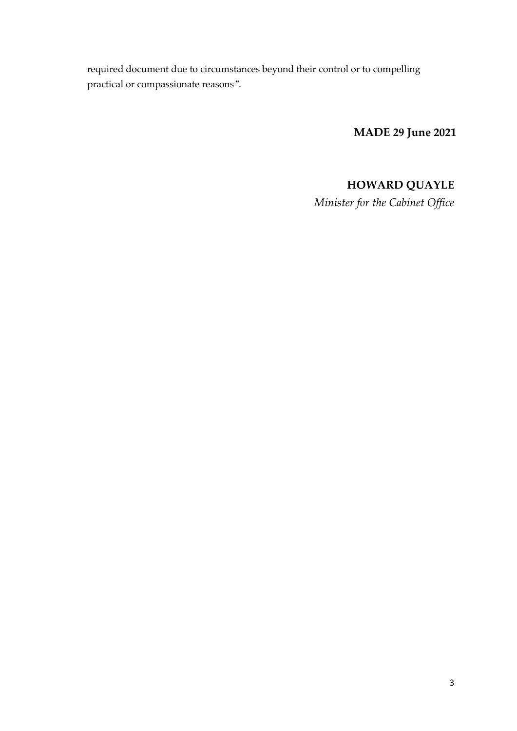required document due to circumstances beyond their control or to compelling practical or compassionate reasons".

**MADE 29 June 2021**

**HOWARD QUAYLE**

*Minister for the Cabinet Office*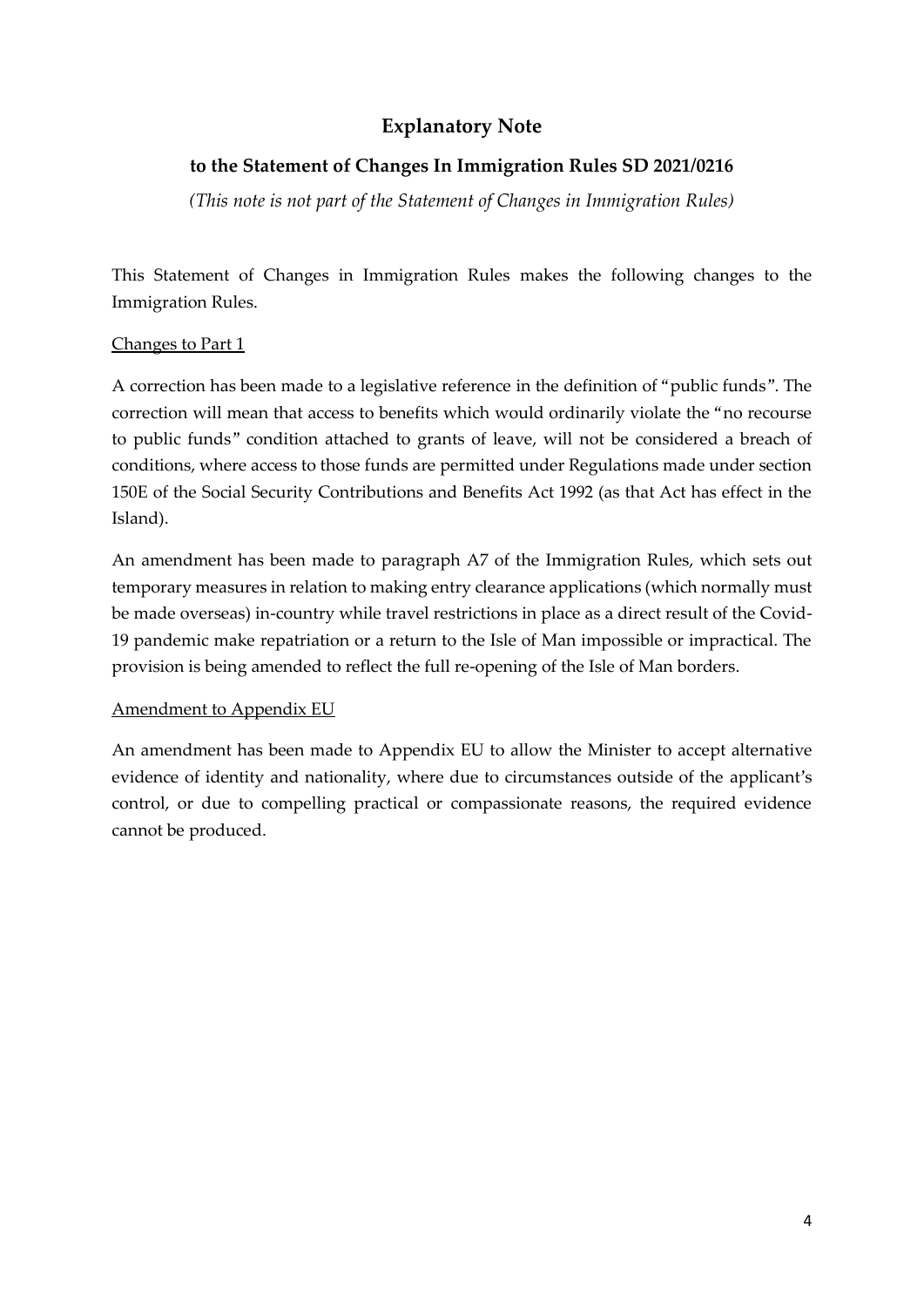# Explanatory Note

## to the Statement of Changes In Immigration Rules SD 2021/0216

*(This note is not part of the Statement of Changes in Immigration Rules)*

This Statement of Changes in Immigration Rules makes the following changes to the Immigration Rules.

Changes to Part 1

A correction has been made to a legislative reference in the definition of "public funds". The correction will mean that access to benefits which would ordinarily violate the "no recourse to public funds" condition attached to grants of leave, will not be considered a breach of conditions, where access to those funds are permitted under Regulations made under section 150E of the Social Security Contributions and Benefits Act 1992 (as that Act has effect in the Island).

An amendment has been made to paragraph A7 of the Immigration Rules, which sets out temporary measures in relation to making entry clearance applications (which normally must be made overseas) in-country while travel restrictions in place as a direct result of the Covid-19 pandemic make repatriation or a return to the Isle of Man impossible or impractical. The provision is being amended to reflect the full re-opening of the Isle of Man borders.

Amendment to Appendix EU

An amendment has been made to Appendix EU to allow the Minister to accept alternative evidence of identity and nationality, where due to circumstances outside of the applicant's control, or due to compelling practical or compassionate reasons, the required evidence cannot be produced.